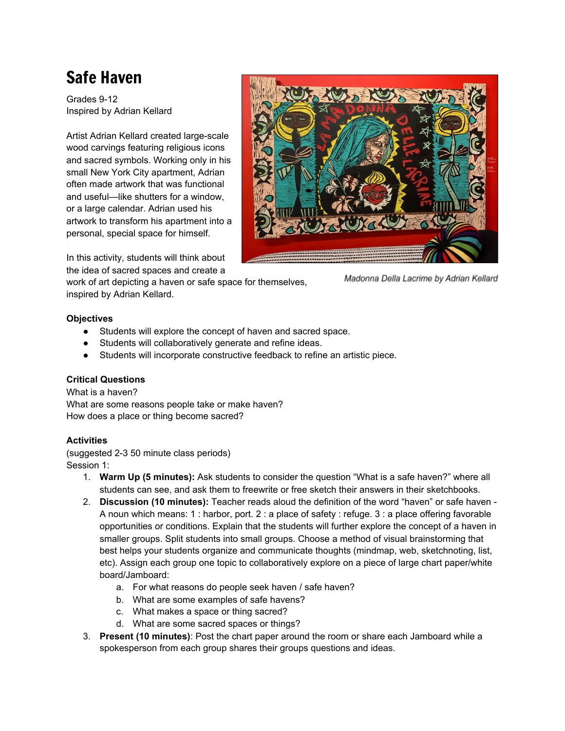# Safe Haven

Grades 9-12
Inspired by Adrian Kellard

Artist Adrian Kellard created large-scale wood carvings featuring religious icons and sacred symbols. Working only in his small New York City apartment, Adrian often made artwork that was functional and useful—like shutters for a window, or a large calendar. Adrian used his artwork to transform his apartment into a personal, special space for himself.

In this activity, students will think about the idea of sacred spaces and create a work of art depicting a haven or safe space for themselves, inspired by Adrian Kellard.

*Madonna Della Lacrime by Adrian Kellard*

**Objectives**

- Students will explore the concept of haven and sacred space.
- Students will collaboratively generate and refine ideas.
- Students will incorporate constructive feedback to refine an artistic piece.

**Critical Questions**

What is a haven?
What are some reasons people take or make haven?
How does a place or thing become sacred?

**Activities**

(suggested 2-3 50 minute class periods)
Session 1:

1. **Warm Up (5 minutes):** Ask students to consider the question "What is a safe haven?" where all students can see, and ask them to freewrite or free sketch their answers in their sketchbooks.
2. **Discussion (10 minutes):** Teacher reads aloud the definition of the word "haven" or safe haven - A noun which means: 1 : harbor, port. 2 : a place of safety : refuge. 3 : a place offering favorable opportunities or conditions. Explain that the students will further explore the concept of a haven in smaller groups. Split students into small groups. Choose a method of visual brainstorming that best helps your students organize and communicate thoughts (mindmap, web, sketchnoting, list, etc). Assign each group one topic to collaboratively explore on a piece of large chart paper/white board/Jamboard:
    a. For what reasons do people seek haven / safe haven?
    b. What are some examples of safe havens?
    c. What makes a space or thing sacred?
    d. What are some sacred spaces or things?
3. **Present (10 minutes)**: Post the chart paper around the room or share each Jamboard while a spokesperson from each group shares their groups questions and ideas.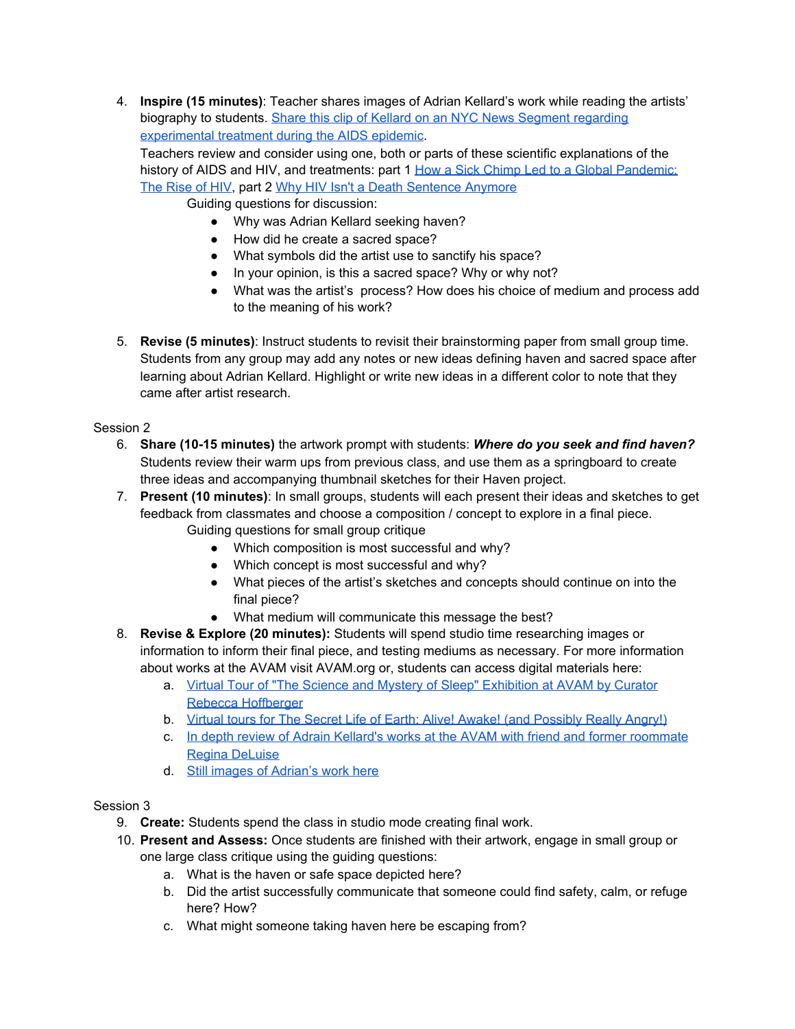4. **Inspire (15 minutes)**: Teacher shares images of Adrian Kellard's work while reading the artists' biography to students. Share this clip of Kellard on an NYC News Segment regarding experimental treatment during the AIDS epidemic.
   Teachers review and consider using one, both or parts of these scientific explanations of the history of AIDS and HIV, and treatments: part 1 How a Sick Chimp Led to a Global Pandemic: The Rise of HIV, part 2 Why HIV Isn't a Death Sentence Anymore

   Guiding questions for discussion:

   - Why was Adrian Kellard seeking haven?
   - How did he create a sacred space?
   - What symbols did the artist use to sanctify his space?
   - In your opinion, is this a sacred space? Why or why not?
   - What was the artist's process? How does his choice of medium and process add to the meaning of his work?

5. **Revise (5 minutes)**: Instruct students to revisit their brainstorming paper from small group time. Students from any group may add any notes or new ideas defining haven and sacred space after learning about Adrian Kellard. Highlight or write new ideas in a different color to note that they came after artist research.

Session 2

6. **Share (10-15 minutes)** the artwork prompt with students: ***Where do you seek and find haven?*** Students review their warm ups from previous class, and use them as a springboard to create three ideas and accompanying thumbnail sketches for their Haven project.
7. **Present (10 minutes)**: In small groups, students will each present their ideas and sketches to get feedback from classmates and choose a composition / concept to explore in a final piece.

   Guiding questions for small group critique

   - Which composition is most successful and why?
   - Which concept is most successful and why?
   - What pieces of the artist's sketches and concepts should continue on into the final piece?
   - What medium will communicate this message the best?

8. **Revise & Explore (20 minutes):** Students will spend studio time researching images or information to inform their final piece, and testing mediums as necessary. For more information about works at the AVAM visit AVAM.org or, students can access digital materials here:
   a. Virtual Tour of "The Science and Mystery of Sleep" Exhibition at AVAM by Curator Rebecca Hoffberger
   b. Virtual tours for The Secret Life of Earth: Alive! Awake! (and Possibly Really Angry!)
   c. In depth review of Adrain Kellard's works at the AVAM with friend and former roommate Regina DeLuise
   d. Still images of Adrian's work here

Session 3

9. **Create:** Students spend the class in studio mode creating final work.
10. **Present and Assess:** Once students are finished with their artwork, engage in small group or one large class critique using the guiding questions:
    a. What is the haven or safe space depicted here?
    b. Did the artist successfully communicate that someone could find safety, calm, or refuge here? How?
    c. What might someone taking haven here be escaping from?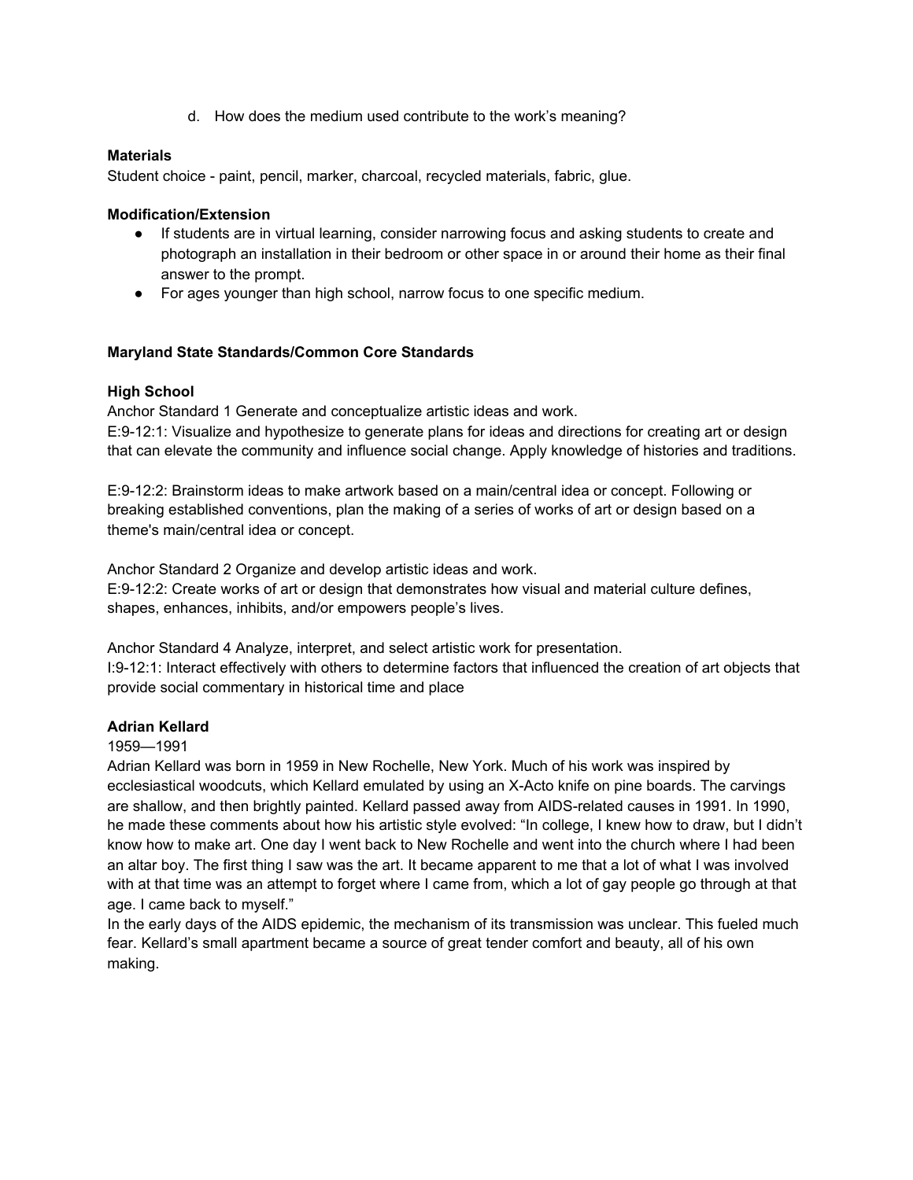d. How does the medium used contribute to the work's meaning?

**Materials**

Student choice - paint, pencil, marker, charcoal, recycled materials, fabric, glue.

**Modification/Extension**

- If students are in virtual learning, consider narrowing focus and asking students to create and photograph an installation in their bedroom or other space in or around their home as their final answer to the prompt.
- For ages younger than high school, narrow focus to one specific medium.

**Maryland State Standards/Common Core Standards**

**High School**

Anchor Standard 1 Generate and conceptualize artistic ideas and work.
E:9-12:1: Visualize and hypothesize to generate plans for ideas and directions for creating art or design that can elevate the community and influence social change. Apply knowledge of histories and traditions.

E:9-12:2: Brainstorm ideas to make artwork based on a main/central idea or concept. Following or breaking established conventions, plan the making of a series of works of art or design based on a theme's main/central idea or concept.

Anchor Standard 2 Organize and develop artistic ideas and work.
E:9-12:2: Create works of art or design that demonstrates how visual and material culture defines, shapes, enhances, inhibits, and/or empowers people's lives.

Anchor Standard 4 Analyze, interpret, and select artistic work for presentation.
I:9-12:1: Interact effectively with others to determine factors that influenced the creation of art objects that provide social commentary in historical time and place

**Adrian Kellard**

1959—1991

Adrian Kellard was born in 1959 in New Rochelle, New York. Much of his work was inspired by ecclesiastical woodcuts, which Kellard emulated by using an X-Acto knife on pine boards. The carvings are shallow, and then brightly painted. Kellard passed away from AIDS-related causes in 1991. In 1990, he made these comments about how his artistic style evolved: "In college, I knew how to draw, but I didn't know how to make art. One day I went back to New Rochelle and went into the church where I had been an altar boy. The first thing I saw was the art. It became apparent to me that a lot of what I was involved with at that time was an attempt to forget where I came from, which a lot of gay people go through at that age. I came back to myself."

In the early days of the AIDS epidemic, the mechanism of its transmission was unclear. This fueled much fear. Kellard's small apartment became a source of great tender comfort and beauty, all of his own making.